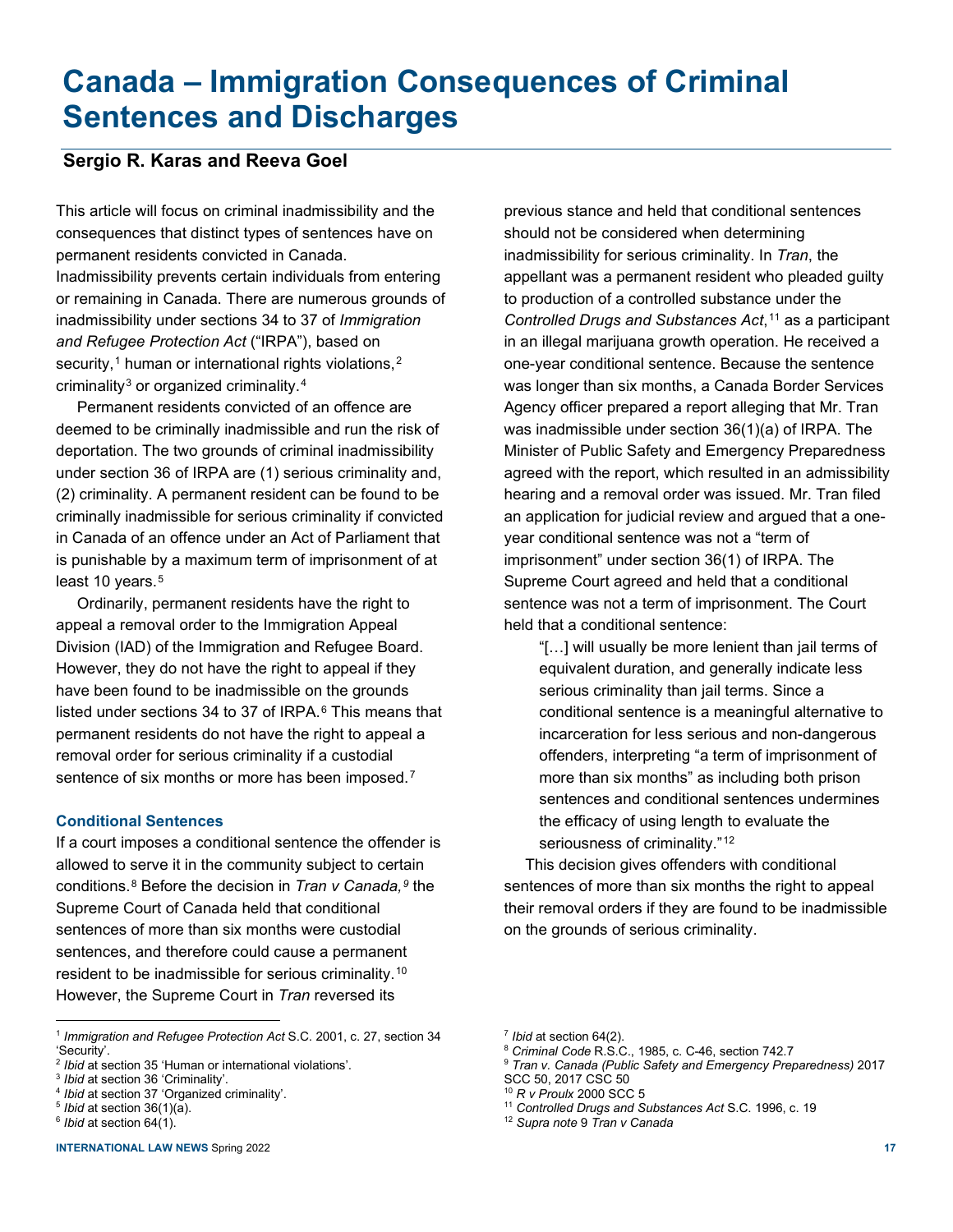# Canada – Immigration Consequences of Criminal Sentences and Discharges

## Sergio R. Karas and Reeva Goel

This article will focus on criminal inadmissibility and the consequences that distinct types of sentences have on permanent residents convicted in Canada. Inadmissibility prevents certain individuals from entering or remaining in Canada. There are numerous grounds of inadmissibility under sections 34 to 37 of *Immigration and Refugee Protection Act* ("IRPA"), based on security,[1] human or international rights violations,[2] criminality[3] or organized criminality.[4]

Permanent residents convicted of an offence are deemed to be criminally inadmissible and run the risk of deportation. The two grounds of criminal inadmissibility under section 36 of IRPA are (1) serious criminality and, (2) criminality. A permanent resident can be found to be criminally inadmissible for serious criminality if convicted in Canada of an offence under an Act of Parliament that is punishable by a maximum term of imprisonment of at least 10 years.[5]

Ordinarily, permanent residents have the right to appeal a removal order to the Immigration Appeal Division (IAD) of the Immigration and Refugee Board. However, they do not have the right to appeal if they have been found to be inadmissible on the grounds listed under sections 34 to 37 of IRPA.[6] This means that permanent residents do not have the right to appeal a removal order for serious criminality if a custodial sentence of six months or more has been imposed.[7]

### Conditional Sentences

If a court imposes a conditional sentence the offender is allowed to serve it in the community subject to certain conditions.[8] Before the decision in *Tran v Canada,*[9] the Supreme Court of Canada held that conditional sentences of more than six months were custodial sentences, and therefore could cause a permanent resident to be inadmissible for serious criminality.[10] However, the Supreme Court in *Tran* reversed its previous stance and held that conditional sentences should not be considered when determining inadmissibility for serious criminality. In *Tran*, the appellant was a permanent resident who pleaded guilty to production of a controlled substance under the *Controlled Drugs and Substances Act*,[11] as a participant in an illegal marijuana growth operation. He received a one-year conditional sentence. Because the sentence was longer than six months, a Canada Border Services Agency officer prepared a report alleging that Mr. Tran was inadmissible under section 36(1)(a) of IRPA. The Minister of Public Safety and Emergency Preparedness agreed with the report, which resulted in an admissibility hearing and a removal order was issued. Mr. Tran filed an application for judicial review and argued that a one-year conditional sentence was not a "term of imprisonment" under section 36(1) of IRPA. The Supreme Court agreed and held that a conditional sentence was not a term of imprisonment. The Court held that a conditional sentence:

> "[…] will usually be more lenient than jail terms of equivalent duration, and generally indicate less serious criminality than jail terms. Since a conditional sentence is a meaningful alternative to incarceration for less serious and non-dangerous offenders, interpreting "a term of imprisonment of more than six months" as including both prison sentences and conditional sentences undermines the efficacy of using length to evaluate the seriousness of criminality."[12]

This decision gives offenders with conditional sentences of more than six months the right to appeal their removal orders if they are found to be inadmissible on the grounds of serious criminality.

---

[1] *Immigration and Refugee Protection Act* S.C. 2001, c. 27, section 34 'Security'.

[2] *Ibid* at section 35 'Human or international violations'.

[3] *Ibid* at section 36 'Criminality'.

[4] *Ibid* at section 37 'Organized criminality'.

[5] *Ibid* at section 36(1)(a).

[6] *Ibid* at section 64(1).

[7] *Ibid* at section 64(2).

[8] *Criminal Code* R.S.C., 1985, c. C-46, section 742.7

[9] *Tran v. Canada (Public Safety and Emergency Preparedness)* 2017 SCC 50, 2017 CSC 50

[10] *R v Proulx* 2000 SCC 5

[11] *Controlled Drugs and Substances Act* S.C. 1996, c. 19

[12] *Supra note* 9 *Tran v Canada*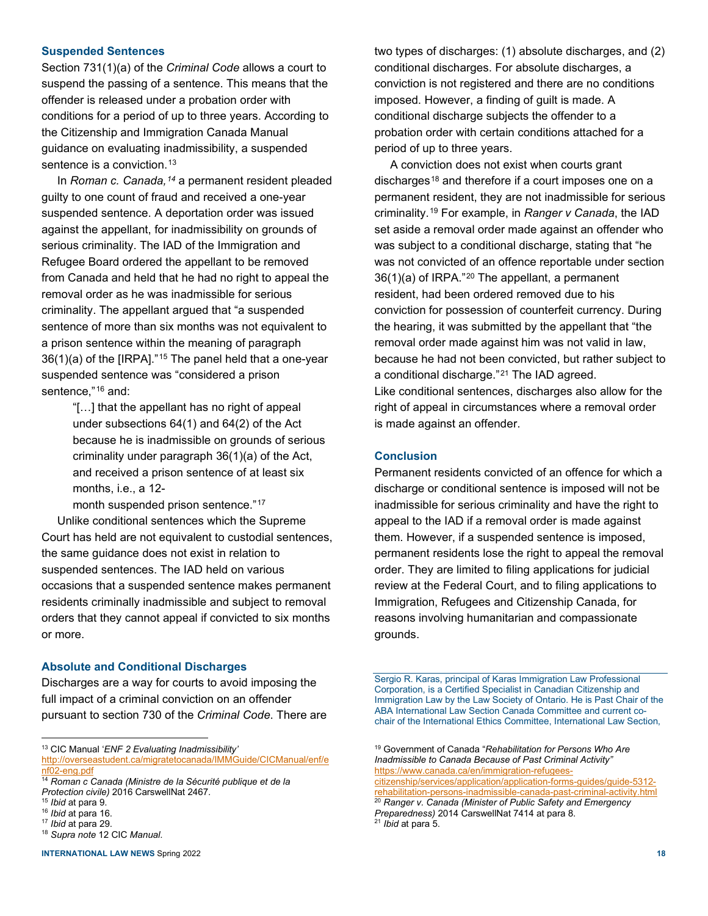### Suspended Sentences

Section 731(1)(a) of the *Criminal Code* allows a court to suspend the passing of a sentence. This means that the offender is released under a probation order with conditions for a period of up to three years. According to the Citizenship and Immigration Canada Manual guidance on evaluating inadmissibility, a suspended sentence is a conviction.[13]

In *Roman c. Canada,*[14] a permanent resident pleaded guilty to one count of fraud and received a one-year suspended sentence. A deportation order was issued against the appellant, for inadmissibility on grounds of serious criminality. The IAD of the Immigration and Refugee Board ordered the appellant to be removed from Canada and held that he had no right to appeal the removal order as he was inadmissible for serious criminality. The appellant argued that "a suspended sentence of more than six months was not equivalent to a prison sentence within the meaning of paragraph 36(1)(a) of the [IRPA]."[15] The panel held that a one-year suspended sentence was "considered a prison sentence,"[16] and:

> "[…] that the appellant has no right of appeal under subsections 64(1) and 64(2) of the Act because he is inadmissible on grounds of serious criminality under paragraph 36(1)(a) of the Act, and received a prison sentence of at least six months, i.e., a 12-month suspended prison sentence."[17]

Unlike conditional sentences which the Supreme Court has held are not equivalent to custodial sentences, the same guidance does not exist in relation to suspended sentences. The IAD held on various occasions that a suspended sentence makes permanent residents criminally inadmissible and subject to removal orders that they cannot appeal if convicted to six months or more.

### Absolute and Conditional Discharges

Discharges are a way for courts to avoid imposing the full impact of a criminal conviction on an offender pursuant to section 730 of the *Criminal Code*. There are two types of discharges: (1) absolute discharges, and (2) conditional discharges. For absolute discharges, a conviction is not registered and there are no conditions imposed. However, a finding of guilt is made. A conditional discharge subjects the offender to a probation order with certain conditions attached for a period of up to three years.

A conviction does not exist when courts grant discharges[18] and therefore if a court imposes one on a permanent resident, they are not inadmissible for serious criminality.[19] For example, in *Ranger v Canada*, the IAD set aside a removal order made against an offender who was subject to a conditional discharge, stating that "he was not convicted of an offence reportable under section 36(1)(a) of IRPA."[20] The appellant, a permanent resident, had been ordered removed due to his conviction for possession of counterfeit currency. During the hearing, it was submitted by the appellant that "the removal order made against him was not valid in law, because he had not been convicted, but rather subject to a conditional discharge."[21] The IAD agreed.

Like conditional sentences, discharges also allow for the right of appeal in circumstances where a removal order is made against an offender.

### Conclusion

Permanent residents convicted of an offence for which a discharge or conditional sentence is imposed will not be inadmissible for serious criminality and have the right to appeal to the IAD if a removal order is made against them. However, if a suspended sentence is imposed, permanent residents lose the right to appeal the removal order. They are limited to filing applications for judicial review at the Federal Court, and to filing applications to Immigration, Refugees and Citizenship Canada, for reasons involving humanitarian and compassionate grounds.

---

Sergio R. Karas, principal of Karas Immigration Law Professional Corporation, is a Certified Specialist in Canadian Citizenship and Immigration Law by the Law Society of Ontario. He is Past Chair of the ABA International Law Section Canada Committee and current co-chair of the International Ethics Committee, International Law Section,

---

[13] CIC Manual '*ENF 2 Evaluating Inadmissibility'* http://overseastudent.ca/migratetocanada/IMMGuide/CICManual/enf/enf02-eng.pdf

[14] *Roman c Canada (Ministre de la Sécurité publique et de la Protection civile)* 2016 CarswellNat 2467.

[15] *Ibid* at para 9.

[16] *Ibid* at para 16.

[17] *Ibid* at para 29.

[18] *Supra note* 12 CIC *Manual*.

[19] Government of Canada "*Rehabilitation for Persons Who Are Inadmissible to Canada Because of Past Criminal Activity"* https://www.canada.ca/en/immigration-refugees-citizenship/services/application/application-forms-guides/guide-5312-rehabilitation-persons-inadmissible-canada-past-criminal-activity.html

[20] *Ranger v. Canada (Minister of Public Safety and Emergency Preparedness)* 2014 CarswellNat 7414 at para 8.

[21] *Ibid* at para 5.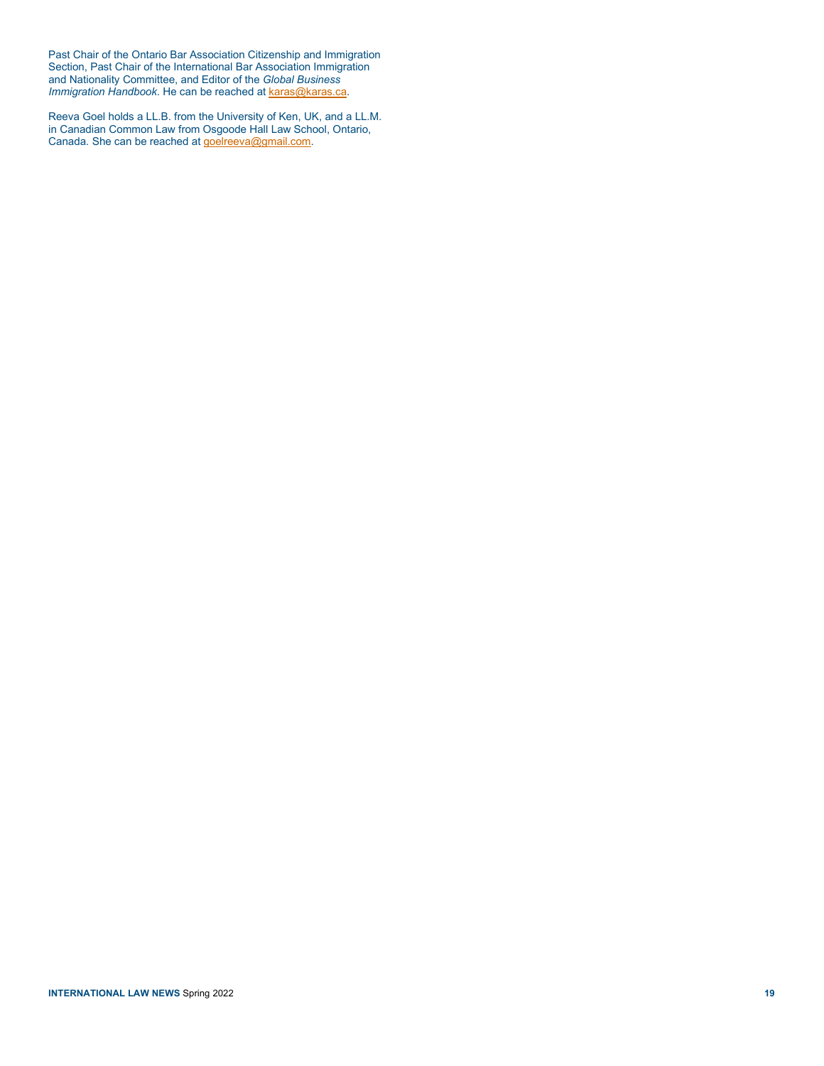Past Chair of the Ontario Bar Association Citizenship and Immigration Section, Past Chair of the International Bar Association Immigration and Nationality Committee, and Editor of the *Global Business Immigration Handbook*. He can be reached at karas@karas.ca.

Reeva Goel holds a LL.B. from the University of Ken, UK, and a LL.M. in Canadian Common Law from Osgoode Hall Law School, Ontario, Canada. She can be reached at goelreeva@gmail.com.